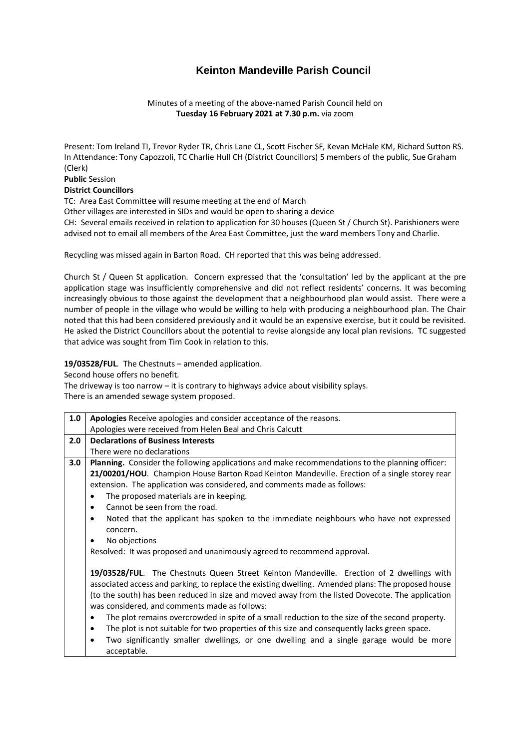# Keinton Mandeville Parish Council

Minutes of a meeting of the above-named Parish Council held on **Tuesday 16 February 2021 at 7.30 p.m.** via zoom

Present: Tom Ireland TI, Trevor Ryder TR, Chris Lane CL, Scott Fischer SF, Kevan McHale KM, Richard Sutton RS. In Attendance: Tony Capozzoli, TC Charlie Hull CH (District Councillors) 5 members of the public, Sue Graham (Clerk)

**Public** Session

**District Councillors**

TC: Area East Committee will resume meeting at the end of March

Other villages are interested in SIDs and would be open to sharing a device

CH: Several emails received in relation to application for 30 houses (Queen St / Church St). Parishioners were advised not to email all members of the Area East Committee, just the ward members Tony and Charlie.

Recycling was missed again in Barton Road. CH reported that this was being addressed.

Church St / Queen St application. Concern expressed that the 'consultation' led by the applicant at the pre application stage was insufficiently comprehensive and did not reflect residents' concerns. It was becoming increasingly obvious to those against the development that a neighbourhood plan would assist. There were a number of people in the village who would be willing to help with producing a neighbourhood plan. The Chair noted that this had been considered previously and it would be an expensive exercise, but it could be revisited. He asked the District Councillors about the potential to revise alongside any local plan revisions. TC suggested that advice was sought from Tim Cook in relation to this.

**19/03528/FUL**. The Chestnuts – amended application.

Second house offers no benefit.

The driveway is too narrow – it is contrary to highways advice about visibility splays.

There is an amended sewage system proposed.

| | |
|---|---|
| **1.0** | **Apologies** Receive apologies and consider acceptance of the reasons.<br>Apologies were received from Helen Beal and Chris Calcutt |
| **2.0** | **Declarations of Business Interests**<br>There were no declarations |
| **3.0** | **Planning.** Consider the following applications and make recommendations to the planning officer:<br>**21/00201/HOU**. Champion House Barton Road Keinton Mandeville. Erection of a single storey rear extension. The application was considered, and comments made as follows:<br>• The proposed materials are in keeping.<br>• Cannot be seen from the road.<br>• Noted that the applicant has spoken to the immediate neighbours who have not expressed concern.<br>• No objections<br>Resolved: It was proposed and unanimously agreed to recommend approval.<br><br>**19/03528/FUL**. The Chestnuts Queen Street Keinton Mandeville. Erection of 2 dwellings with associated access and parking, to replace the existing dwelling. Amended plans: The proposed house (to the south) has been reduced in size and moved away from the listed Dovecote. The application was considered, and comments made as follows:<br>• The plot remains overcrowded in spite of a small reduction to the size of the second property.<br>• The plot is not suitable for two properties of this size and consequently lacks green space.<br>• Two significantly smaller dwellings, or one dwelling and a single garage would be more acceptable. |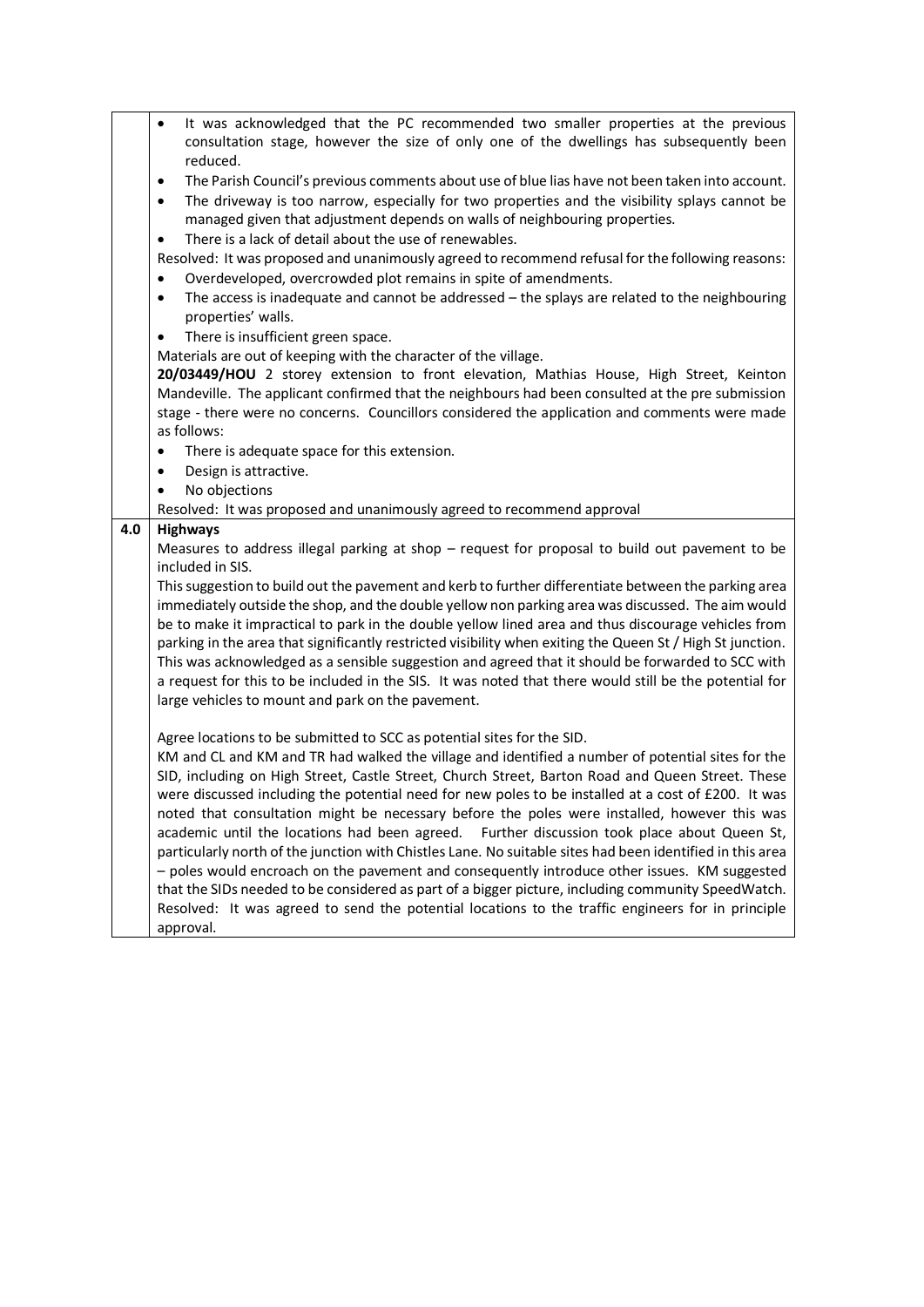| | |
|---|---|
| | • It was acknowledged that the PC recommended two smaller properties at the previous consultation stage, however the size of only one of the dwellings has subsequently been reduced.<br>• The Parish Council's previous comments about use of blue lias have not been taken into account.<br>• The driveway is too narrow, especially for two properties and the visibility splays cannot be managed given that adjustment depends on walls of neighbouring properties.<br>• There is a lack of detail about the use of renewables.<br>Resolved: It was proposed and unanimously agreed to recommend refusal for the following reasons:<br>• Overdeveloped, overcrowded plot remains in spite of amendments.<br>• The access is inadequate and cannot be addressed – the splays are related to the neighbouring properties' walls.<br>• There is insufficient green space.<br>Materials are out of keeping with the character of the village.<br>**20/03449/HOU** 2 storey extension to front elevation, Mathias House, High Street, Keinton Mandeville. The applicant confirmed that the neighbours had been consulted at the pre submission stage - there were no concerns. Councillors considered the application and comments were made as follows:<br>• There is adequate space for this extension.<br>• Design is attractive.<br>• No objections<br>Resolved: It was proposed and unanimously agreed to recommend approval |
| **4.0** | **Highways**<br>Measures to address illegal parking at shop – request for proposal to build out pavement to be included in SIS.<br>This suggestion to build out the pavement and kerb to further differentiate between the parking area immediately outside the shop, and the double yellow non parking area was discussed. The aim would be to make it impractical to park in the double yellow lined area and thus discourage vehicles from parking in the area that significantly restricted visibility when exiting the Queen St / High St junction. This was acknowledged as a sensible suggestion and agreed that it should be forwarded to SCC with a request for this to be included in the SIS. It was noted that there would still be the potential for large vehicles to mount and park on the pavement.<br><br>Agree locations to be submitted to SCC as potential sites for the SID.<br>KM and CL and KM and TR had walked the village and identified a number of potential sites for the SID, including on High Street, Castle Street, Church Street, Barton Road and Queen Street. These were discussed including the potential need for new poles to be installed at a cost of £200. It was noted that consultation might be necessary before the poles were installed, however this was academic until the locations had been agreed. Further discussion took place about Queen St, particularly north of the junction with Chistles Lane. No suitable sites had been identified in this area – poles would encroach on the pavement and consequently introduce other issues. KM suggested that the SIDs needed to be considered as part of a bigger picture, including community SpeedWatch.<br>Resolved: It was agreed to send the potential locations to the traffic engineers for in principle approval. |